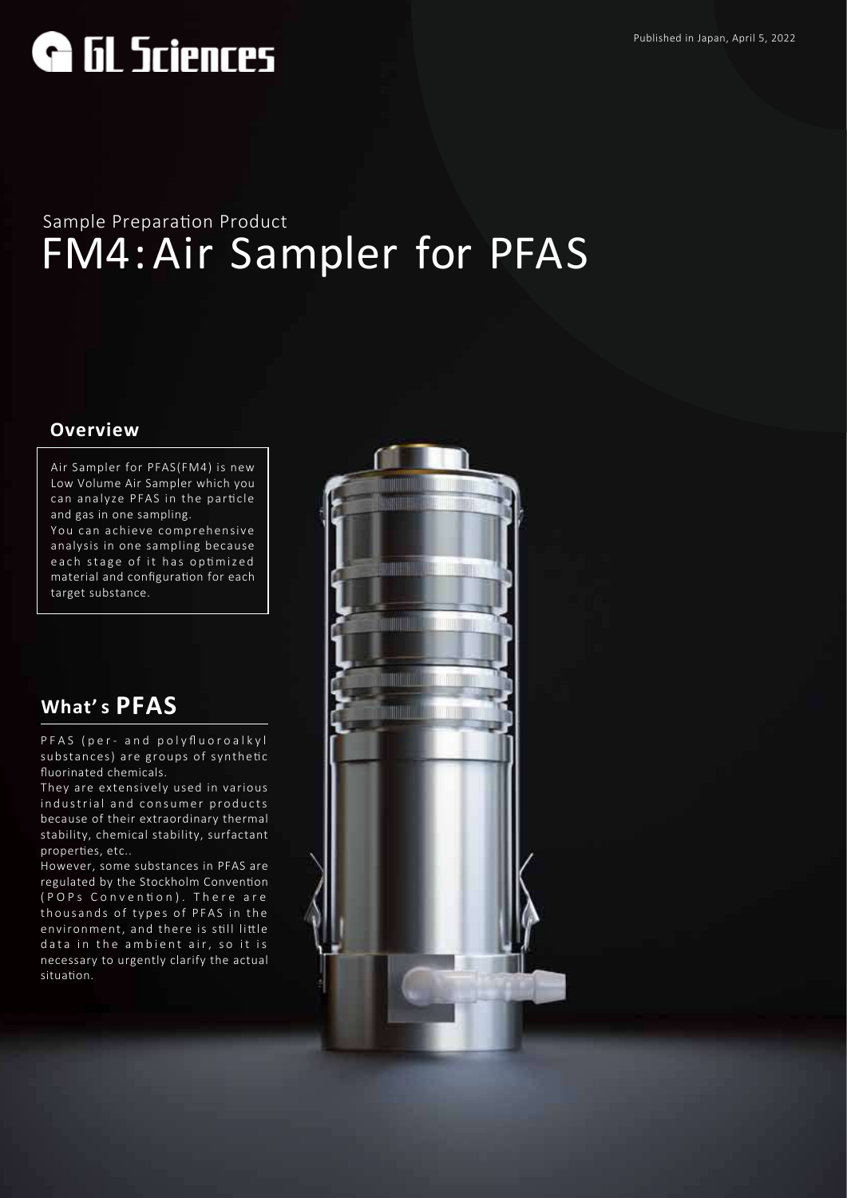GL Sciences

Published in Japan, April 5, 2022

## Sample Preparation Product

# FM4:Air Sampler for PFAS

## Overview

Air Sampler for PFAS(FM4) is new Low Volume Air Sampler which you can analyze PFAS in the particle and gas in one sampling.
You can achieve comprehensive analysis in one sampling because each stage of it has optimized material and configuration for each target substance.

## What's PFAS

PFAS (per- and polyfluoroalkyl substances) are groups of synthetic fluorinated chemicals.
They are extensively used in various industrial and consumer products because of their extraordinary thermal stability, chemical stability, surfactant properties, etc..
However, some substances in PFAS are regulated by the Stockholm Convention (POPs Convention). There are thousands of types of PFAS in the environment, and there is still little data in the ambient air, so it is necessary to urgently clarify the actual situation.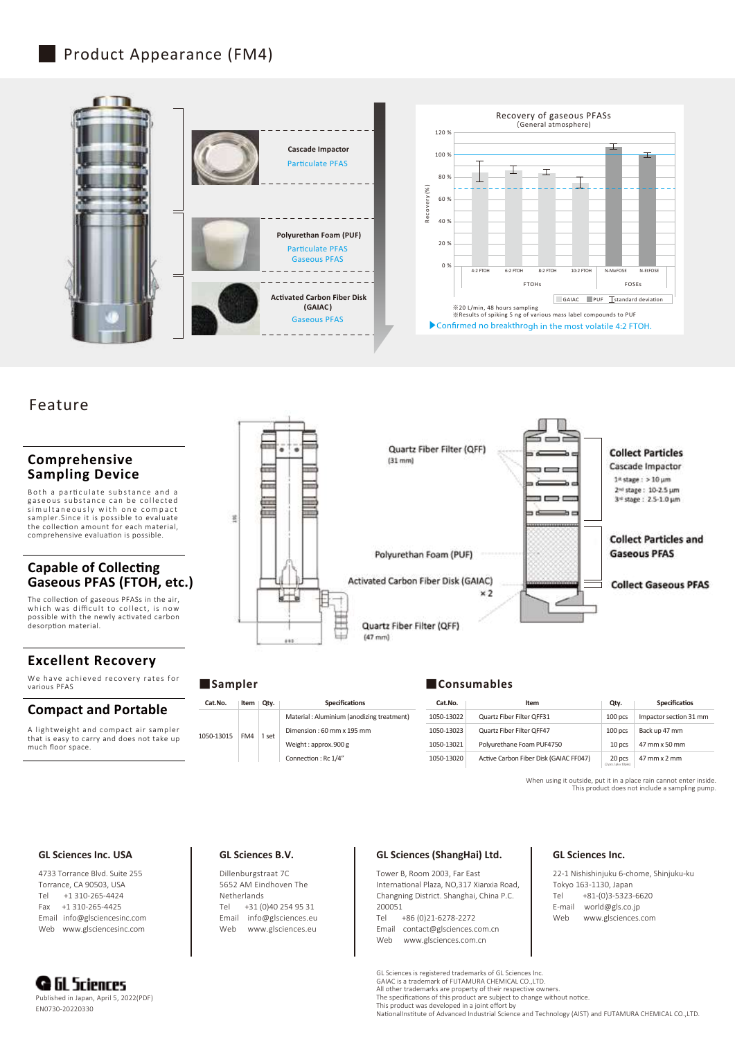## Product Appearance (FM4)

**Cascade Impactor**
Particulate PFAS

**Polyurethan Foam (PUF)**
Particulate PFAS
Gaseous PFAS

**Activated Carbon Fiber Disk (GAIAC)**
Gaseous PFAS

Recovery of gaseous PFASs
(General atmosphere)

120 %
100 %
80 %
60 %
40 %
20 %
0 %

Recovery (%)

4:2 FTOH
6:2 FTOH
8:2 FTOH
10:2 FTOH
N-MeFOSE
N-EtFOSE

FTOHs
FOSEs

GAIAC
PUF
standard deviation

※20 L/min, 48 hours sampling
※Results of spiking 5 ng of various mass label compounds to PUF

▶Confirmed no breakthrogh in the most volatile 4:2 FTOH.

## Feature

### Comprehensive Sampling Device

Both a particulate substance and a gaseous substance can be collected simultaneously with one compact sampler.Since it is possible to evaluate the collection amount for each material, comprehensive evaluation is possible.

### Capable of Collecting Gaseous PFAS (FTOH, etc.)

The collection of gaseous PFASs in the air, which was difficult to collect, is now possible with the newly activated carbon desorption material.

### Excellent Recovery

We have achieved recovery rates for various PFAS

### Compact and Portable

A lightweight and compact air sampler that is easy to carry and does not take up much floor space.

Quartz Fiber Filter (QFF)
(31 mm)

Polyurethan Foam (PUF)

Activated Carbon Fiber Disk (GAIAC)
× 2

Quartz Fiber Filter (QFF)
(47 mm)

**Collect Particles**
Cascade Impactor
1st stage : > 10 µm
2nd stage : 10-2.5 µm
3rd stage : 2.5-1.0 µm

**Collect Particles and Gaseous PFAS**

**Collect Gaseous PFAS**

### Sampler

| Cat.No. | Item | Qty. | Specifications |
|---|---|---|---|
| 1050-13015 | FM4 | 1 set | Material : Aluminium (anodizing treatment) |
| | | | Dimension : 60 mm x 195 mm |
| | | | Weight : approx.900 g |
| | | | Connection : Rc 1/4" |

### Consumables

| Cat.No. | Item | Qty. | Specificatios |
|---|---|---|---|
| 1050-13022 | Quartz Fiber Filter QFF31 | 100 pcs | Impactor section 31 mm |
| 1050-13023 | Quartz Fiber Filter QFF47 | 100 pcs | Back up 47 mm |
| 1050-13021 | Polyurethane Foam PUF4750 | 10 pcs | 47 mm x 50 mm |
| 1050-13020 | Active Carbon Fiber Disk (GAIAC FF047) | 20 pcs | 47 mm x 2 mm |

When using it outside, put it in a place rain cannot enter inside.
This product does not include a sampling pump.

**GL Sciences Inc. USA**
4733 Torrance Blvd. Suite 255
Torrance, CA 90503, USA
Tel +1 310-265-4424
Fax +1 310-265-4425
Email info@glsciencesinc.com
Web www.glsciencesinc.com

**GL Sciences B.V.**
Dillenburgstraat 7C
5652 AM Eindhoven The Netherlands
Tel +31 (0)40 254 95 31
Email info@glsciences.eu
Web www.glsciences.eu

**GL Sciences (ShangHai) Ltd.**
Tower B, Room 2003, Far East International Plaza, NO,317 Xianxia Road, Changning District. Shanghai, China P.C. 200051
Tel +86 (0)21-6278-2272
Email contact@glsciences.com.cn
Web www.glsciences.com.cn

**GL Sciences Inc.**
22-1 Nishishinjuku 6-chome, Shinjuku-ku
Tokyo 163-1130, Japan
Tel +81-(0)3-5323-6620
E-mail world@gls.co.jp
Web www.glsciences.com

GL Sciences
Published in Japan, April 5, 2022(PDF)
EN0730-20220330

GL Sciences is registered trademarks of GL Sciences Inc.
GAIAC is a trademark of FUTAMURA CHEMICAL CO.,LTD.
All other trademarks are property of their respective owners.
The specifications of this product are subject to change without notice.
This product was developed in a joint effort by
NationalInstitute of Advanced Industrial Science and Technology (AIST) and FUTAMURA CHEMICAL CO.,LTD.